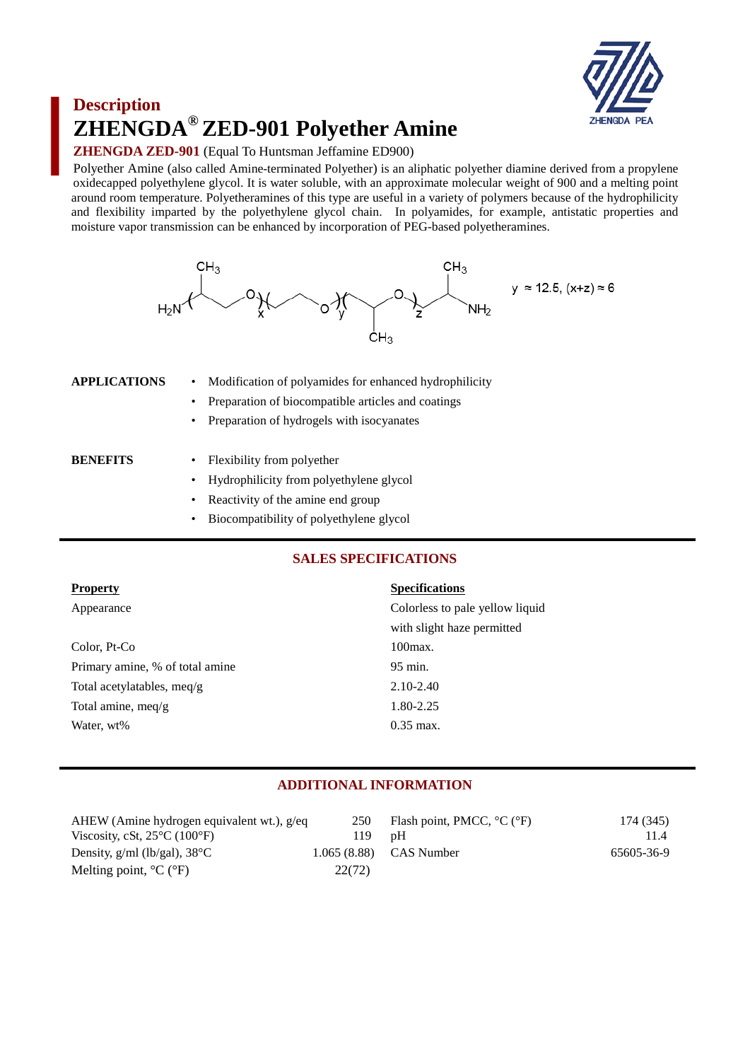## Description

# ZHENGDA® ZED-901 Polyether Amine

**ZHENGDA ZED-901** (Equal To Huntsman Jeffamine ED900)

Polyether Amine (also called Amine-terminated Polyether) is an aliphatic polyether diamine derived from a propylene oxidecapped polyethylene glycol. It is water soluble, with an approximate molecular weight of 900 and a melting point around room temperature. Polyetheramines of this type are useful in a variety of polymers because of the hydrophilicity and flexibility imparted by the polyethylene glycol chain. In polyamides, for example, antistatic properties and moisture vapor transmission can be enhanced by incorporation of PEG-based polyetheramines.

$y \approx 12.5$, $(x+z) \approx 6$

**APPLICATIONS**

- Modification of polyamides for enhanced hydrophilicity
- Preparation of biocompatible articles and coatings
- Preparation of hydrogels with isocyanates

**BENEFITS**

- Flexibility from polyether
- Hydrophilicity from polyethylene glycol
- Reactivity of the amine end group
- Biocompatibility of polyethylene glycol

## SALES SPECIFICATIONS

| Property | Specifications |
|---|---|
| Appearance | Colorless to pale yellow liquid with slight haze permitted |
| Color, Pt-Co | 100max. |
| Primary amine, % of total amine | 95 min. |
| Total acetylatables, meq/g | 2.10-2.40 |
| Total amine, meq/g | 1.80-2.25 |
| Water, wt% | 0.35 max. |

## ADDITIONAL INFORMATION

| Property | Value | Property | Value |
|---|---|---|---|
| AHEW (Amine hydrogen equivalent wt.), g/eq | 250 | Flash point, PMCC, °C (°F) | 174 (345) |
| Viscosity, cSt, 25°C (100°F) | 119 | pH | 11.4 |
| Density, g/ml (lb/gal), 38°C | 1.065 (8.88) | CAS Number | 65605-36-9 |
| Melting point, °C (°F) | 22(72) | | |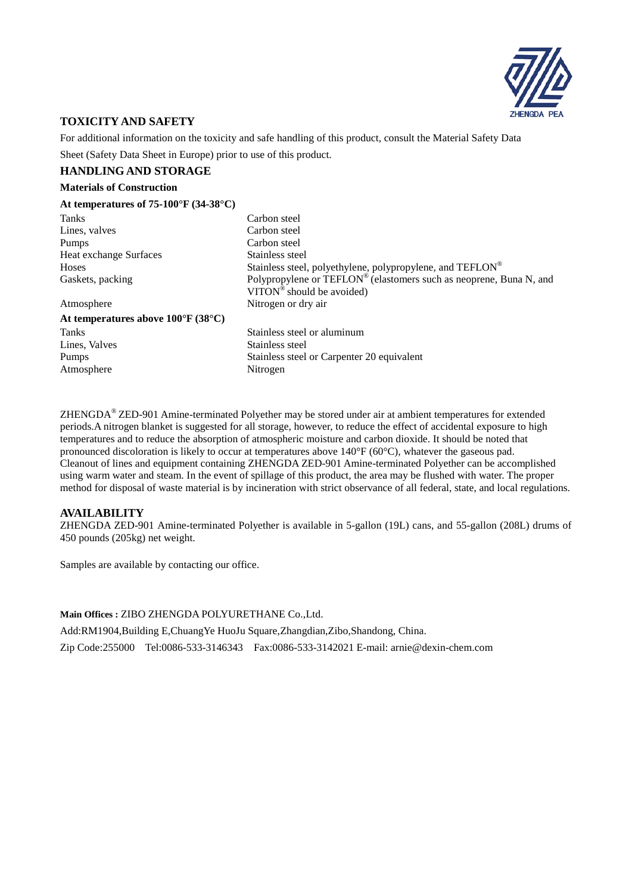## TOXICITY AND SAFETY

For additional information on the toxicity and safe handling of this product, consult the Material Safety Data Sheet (Safety Data Sheet in Europe) prior to use of this product.

## HANDLING AND STORAGE

**Materials of Construction**

**At temperatures of 75-100°F (34-38°C)**

| | |
|---|---|
| Tanks | Carbon steel |
| Lines, valves | Carbon steel |
| Pumps | Carbon steel |
| Heat exchange Surfaces | Stainless steel |
| Hoses | Stainless steel, polyethylene, polypropylene, and TEFLON® |
| Gaskets, packing | Polypropylene or TEFLON® (elastomers such as neoprene, Buna N, and VITON® should be avoided) |
| Atmosphere | Nitrogen or dry air |

**At temperatures above 100°F (38°C)**

| | |
|---|---|
| Tanks | Stainless steel or aluminum |
| Lines, Valves | Stainless steel |
| Pumps | Stainless steel or Carpenter 20 equivalent |
| Atmosphere | Nitrogen |

ZHENGDA® ZED-901 Amine-terminated Polyether may be stored under air at ambient temperatures for extended periods.A nitrogen blanket is suggested for all storage, however, to reduce the effect of accidental exposure to high temperatures and to reduce the absorption of atmospheric moisture and carbon dioxide. It should be noted that pronounced discoloration is likely to occur at temperatures above 140°F (60°C), whatever the gaseous pad. Cleanout of lines and equipment containing ZHENGDA ZED-901 Amine-terminated Polyether can be accomplished using warm water and steam. In the event of spillage of this product, the area may be flushed with water. The proper method for disposal of waste material is by incineration with strict observance of all federal, state, and local regulations.

## AVAILABILITY

ZHENGDA ZED-901 Amine-terminated Polyether is available in 5-gallon (19L) cans, and 55-gallon (208L) drums of 450 pounds (205kg) net weight.

Samples are available by contacting our office.

**Main Offices :** ZIBO ZHENGDA POLYURETHANE Co.,Ltd.

Add:RM1904,Building E,ChuangYe HuoJu Square,Zhangdian,Zibo,Shandong, China.

Zip Code:255000 Tel:0086-533-3146343 Fax:0086-533-3142021 E-mail: arnie@dexin-chem.com